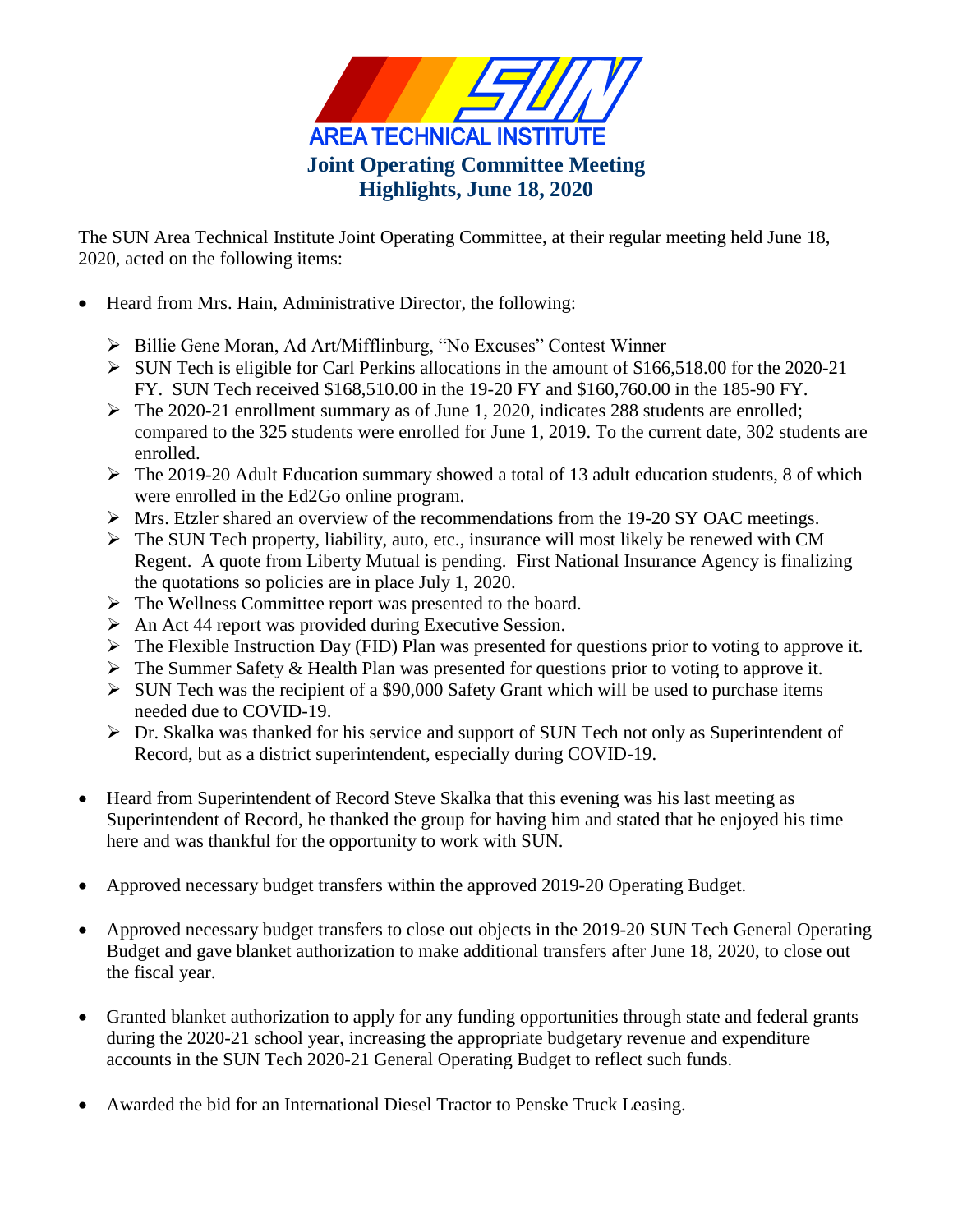# SUN AREA TECHNICAL INSTITUTE

## Joint Operating Committee Meeting
## Highlights, June 18, 2020

The SUN Area Technical Institute Joint Operating Committee, at their regular meeting held June 18, 2020, acted on the following items:

- Heard from Mrs. Hain, Administrative Director, the following:
  - Billie Gene Moran, Ad Art/Mifflinburg, "No Excuses" Contest Winner
  - SUN Tech is eligible for Carl Perkins allocations in the amount of $166,518.00 for the 2020-21 FY. SUN Tech received $168,510.00 in the 19-20 FY and $160,760.00 in the 185-90 FY.
  - The 2020-21 enrollment summary as of June 1, 2020, indicates 288 students are enrolled; compared to the 325 students were enrolled for June 1, 2019. To the current date, 302 students are enrolled.
  - The 2019-20 Adult Education summary showed a total of 13 adult education students, 8 of which were enrolled in the Ed2Go online program.
  - Mrs. Etzler shared an overview of the recommendations from the 19-20 SY OAC meetings.
  - The SUN Tech property, liability, auto, etc., insurance will most likely be renewed with CM Regent. A quote from Liberty Mutual is pending. First National Insurance Agency is finalizing the quotations so policies are in place July 1, 2020.
  - The Wellness Committee report was presented to the board.
  - An Act 44 report was provided during Executive Session.
  - The Flexible Instruction Day (FID) Plan was presented for questions prior to voting to approve it.
  - The Summer Safety & Health Plan was presented for questions prior to voting to approve it.
  - SUN Tech was the recipient of a $90,000 Safety Grant which will be used to purchase items needed due to COVID-19.
  - Dr. Skalka was thanked for his service and support of SUN Tech not only as Superintendent of Record, but as a district superintendent, especially during COVID-19.

- Heard from Superintendent of Record Steve Skalka that this evening was his last meeting as Superintendent of Record, he thanked the group for having him and stated that he enjoyed his time here and was thankful for the opportunity to work with SUN.

- Approved necessary budget transfers within the approved 2019-20 Operating Budget.

- Approved necessary budget transfers to close out objects in the 2019-20 SUN Tech General Operating Budget and gave blanket authorization to make additional transfers after June 18, 2020, to close out the fiscal year.

- Granted blanket authorization to apply for any funding opportunities through state and federal grants during the 2020-21 school year, increasing the appropriate budgetary revenue and expenditure accounts in the SUN Tech 2020-21 General Operating Budget to reflect such funds.

- Awarded the bid for an International Diesel Tractor to Penske Truck Leasing.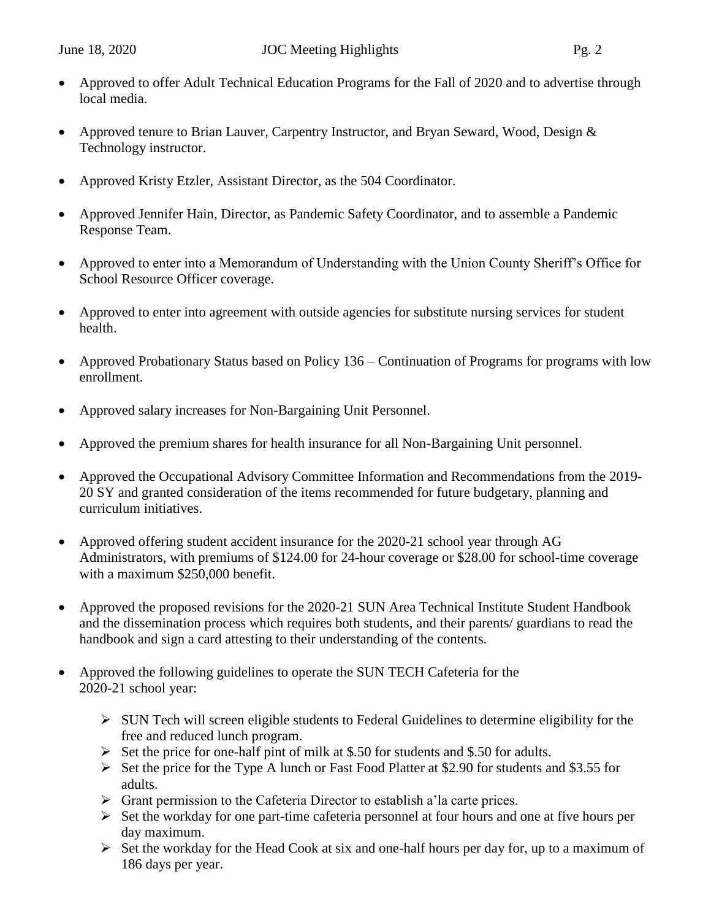- Approved to offer Adult Technical Education Programs for the Fall of 2020 and to advertise through local media.

- Approved tenure to Brian Lauver, Carpentry Instructor, and Bryan Seward, Wood, Design & Technology instructor.

- Approved Kristy Etzler, Assistant Director, as the 504 Coordinator.

- Approved Jennifer Hain, Director, as Pandemic Safety Coordinator, and to assemble a Pandemic Response Team.

- Approved to enter into a Memorandum of Understanding with the Union County Sheriff's Office for School Resource Officer coverage.

- Approved to enter into agreement with outside agencies for substitute nursing services for student health.

- Approved Probationary Status based on Policy 136 – Continuation of Programs for programs with low enrollment.

- Approved salary increases for Non-Bargaining Unit Personnel.

- Approved the premium shares for health insurance for all Non-Bargaining Unit personnel.

- Approved the Occupational Advisory Committee Information and Recommendations from the 2019-20 SY and granted consideration of the items recommended for future budgetary, planning and curriculum initiatives.

- Approved offering student accident insurance for the 2020-21 school year through AG Administrators, with premiums of $124.00 for 24-hour coverage or $28.00 for school-time coverage with a maximum $250,000 benefit.

- Approved the proposed revisions for the 2020-21 SUN Area Technical Institute Student Handbook and the dissemination process which requires both students, and their parents/ guardians to read the handbook and sign a card attesting to their understanding of the contents.

- Approved the following guidelines to operate the SUN TECH Cafeteria for the 2020-21 school year:
  - SUN Tech will screen eligible students to Federal Guidelines to determine eligibility for the free and reduced lunch program.
  - Set the price for one-half pint of milk at $.50 for students and $.50 for adults.
  - Set the price for the Type A lunch or Fast Food Platter at $2.90 for students and $3.55 for adults.
  - Grant permission to the Cafeteria Director to establish a'la carte prices.
  - Set the workday for one part-time cafeteria personnel at four hours and one at five hours per day maximum.
  - Set the workday for the Head Cook at six and one-half hours per day for, up to a maximum of 186 days per year.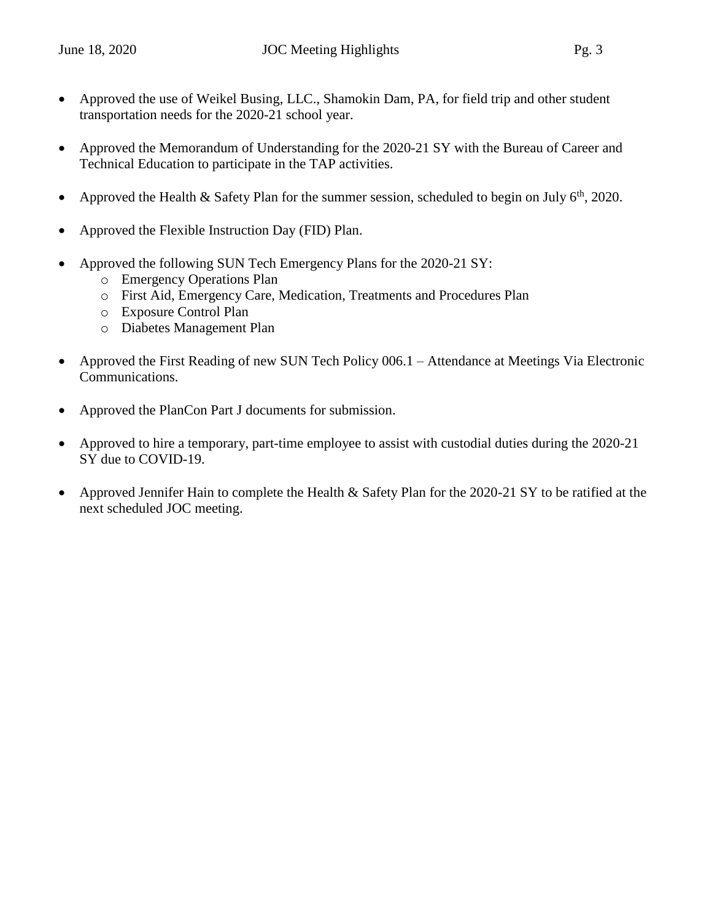- Approved the use of Weikel Busing, LLC., Shamokin Dam, PA, for field trip and other student transportation needs for the 2020-21 school year.

- Approved the Memorandum of Understanding for the 2020-21 SY with the Bureau of Career and Technical Education to participate in the TAP activities.

- Approved the Health & Safety Plan for the summer session, scheduled to begin on July 6th, 2020.

- Approved the Flexible Instruction Day (FID) Plan.

- Approved the following SUN Tech Emergency Plans for the 2020-21 SY:
  - Emergency Operations Plan
  - First Aid, Emergency Care, Medication, Treatments and Procedures Plan
  - Exposure Control Plan
  - Diabetes Management Plan

- Approved the First Reading of new SUN Tech Policy 006.1 – Attendance at Meetings Via Electronic Communications.

- Approved the PlanCon Part J documents for submission.

- Approved to hire a temporary, part-time employee to assist with custodial duties during the 2020-21 SY due to COVID-19.

- Approved Jennifer Hain to complete the Health & Safety Plan for the 2020-21 SY to be ratified at the next scheduled JOC meeting.